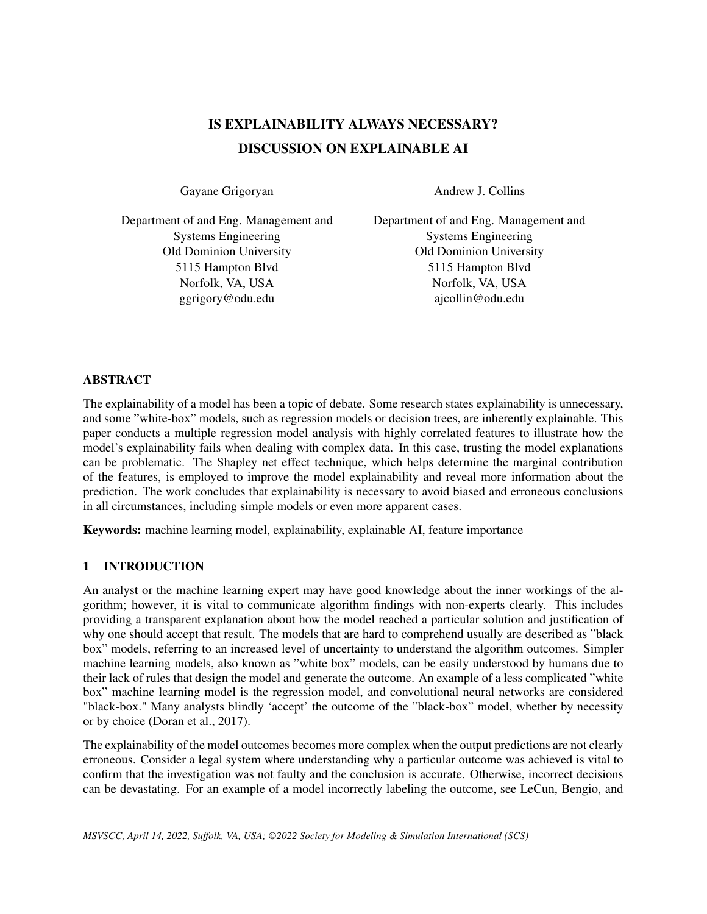# IS EXPLAINABILITY ALWAYS NECESSARY? DISCUSSION ON EXPLAINABLE AI

Gayane Grigoryan

Department of and Eng. Management and Systems Engineering
Old Dominion University
5115 Hampton Blvd
Norfolk, VA, USA
ggrigory@odu.edu

Andrew J. Collins

Department of and Eng. Management and Systems Engineering
Old Dominion University
5115 Hampton Blvd
Norfolk, VA, USA
ajcollin@odu.edu

## ABSTRACT

The explainability of a model has been a topic of debate. Some research states explainability is unnecessary, and some ”white-box” models, such as regression models or decision trees, are inherently explainable. This paper conducts a multiple regression model analysis with highly correlated features to illustrate how the model's explainability fails when dealing with complex data. In this case, trusting the model explanations can be problematic. The Shapley net effect technique, which helps determine the marginal contribution of the features, is employed to improve the model explainability and reveal more information about the prediction. The work concludes that explainability is necessary to avoid biased and erroneous conclusions in all circumstances, including simple models or even more apparent cases.

**Keywords:** machine learning model, explainability, explainable AI, feature importance

## 1 INTRODUCTION

An analyst or the machine learning expert may have good knowledge about the inner workings of the algorithm; however, it is vital to communicate algorithm findings with non-experts clearly. This includes providing a transparent explanation about how the model reached a particular solution and justification of why one should accept that result. The models that are hard to comprehend usually are described as ”black box” models, referring to an increased level of uncertainty to understand the algorithm outcomes. Simpler machine learning models, also known as ”white box” models, can be easily understood by humans due to their lack of rules that design the model and generate the outcome. An example of a less complicated ”white box” machine learning model is the regression model, and convolutional neural networks are considered "black-box." Many analysts blindly ‘accept’ the outcome of the ”black-box” model, whether by necessity or by choice (Doran et al., 2017).

The explainability of the model outcomes becomes more complex when the output predictions are not clearly erroneous. Consider a legal system where understanding why a particular outcome was achieved is vital to confirm that the investigation was not faulty and the conclusion is accurate. Otherwise, incorrect decisions can be devastating. For an example of a model incorrectly labeling the outcome, see LeCun, Bengio, and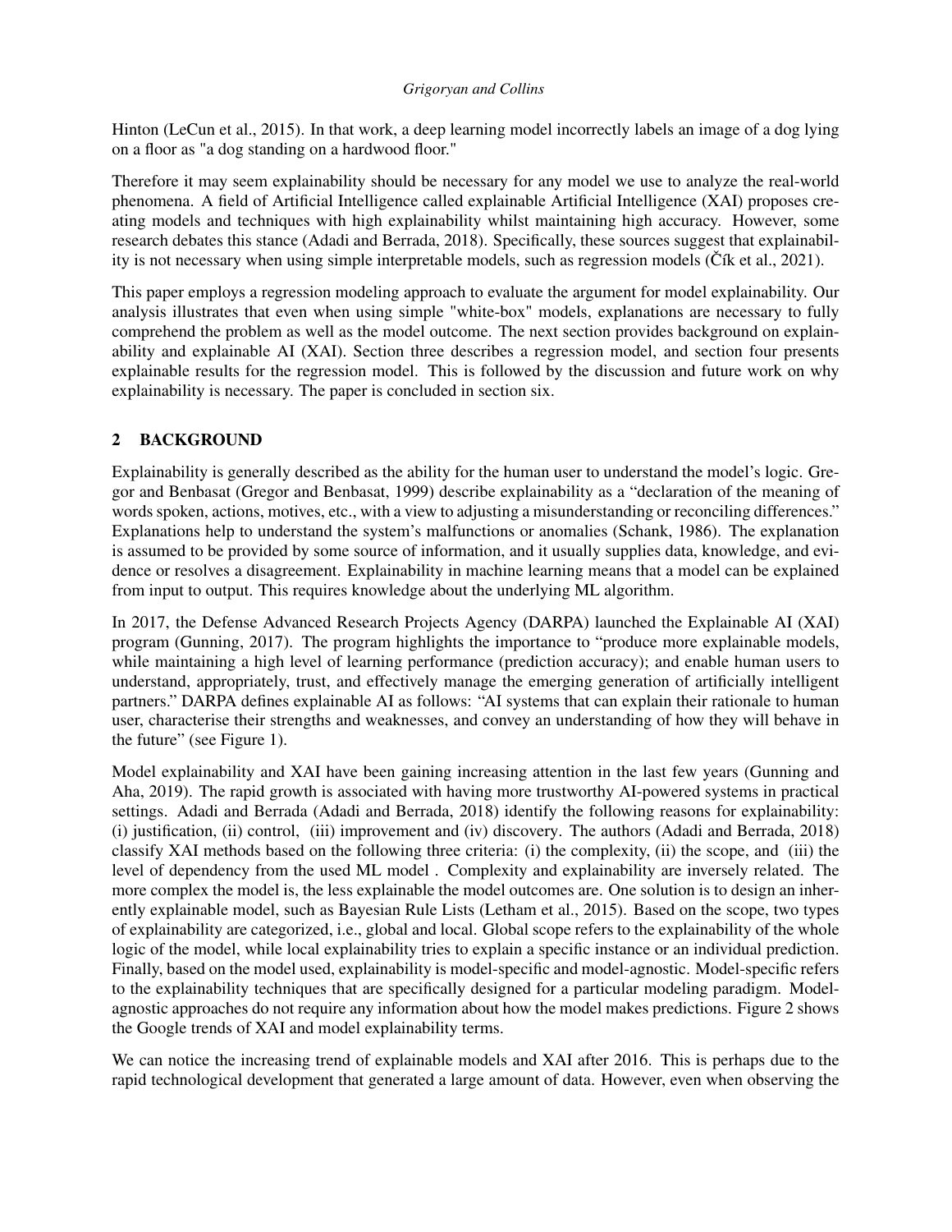Hinton (LeCun et al., 2015). In that work, a deep learning model incorrectly labels an image of a dog lying on a floor as "a dog standing on a hardwood floor."

Therefore it may seem explainability should be necessary for any model we use to analyze the real-world phenomena. A field of Artificial Intelligence called explainable Artificial Intelligence (XAI) proposes creating models and techniques with high explainability whilst maintaining high accuracy. However, some research debates this stance (Adadi and Berrada, 2018). Specifically, these sources suggest that explainability is not necessary when using simple interpretable models, such as regression models (Čík et al., 2021).

This paper employs a regression modeling approach to evaluate the argument for model explainability. Our analysis illustrates that even when using simple "white-box" models, explanations are necessary to fully comprehend the problem as well as the model outcome. The next section provides background on explainability and explainable AI (XAI). Section three describes a regression model, and section four presents explainable results for the regression model. This is followed by the discussion and future work on why explainability is necessary. The paper is concluded in section six.

## 2 BACKGROUND

Explainability is generally described as the ability for the human user to understand the model's logic. Gregor and Benbasat (Gregor and Benbasat, 1999) describe explainability as a "declaration of the meaning of words spoken, actions, motives, etc., with a view to adjusting a misunderstanding or reconciling differences." Explanations help to understand the system's malfunctions or anomalies (Schank, 1986). The explanation is assumed to be provided by some source of information, and it usually supplies data, knowledge, and evidence or resolves a disagreement. Explainability in machine learning means that a model can be explained from input to output. This requires knowledge about the underlying ML algorithm.

In 2017, the Defense Advanced Research Projects Agency (DARPA) launched the Explainable AI (XAI) program (Gunning, 2017). The program highlights the importance to "produce more explainable models, while maintaining a high level of learning performance (prediction accuracy); and enable human users to understand, appropriately, trust, and effectively manage the emerging generation of artificially intelligent partners." DARPA defines explainable AI as follows: "AI systems that can explain their rationale to human user, characterise their strengths and weaknesses, and convey an understanding of how they will behave in the future" (see Figure 1).

Model explainability and XAI have been gaining increasing attention in the last few years (Gunning and Aha, 2019). The rapid growth is associated with having more trustworthy AI-powered systems in practical settings. Adadi and Berrada (Adadi and Berrada, 2018) identify the following reasons for explainability: (i) justification, (ii) control, (iii) improvement and (iv) discovery. The authors (Adadi and Berrada, 2018) classify XAI methods based on the following three criteria: (i) the complexity, (ii) the scope, and (iii) the level of dependency from the used ML model . Complexity and explainability are inversely related. The more complex the model is, the less explainable the model outcomes are. One solution is to design an inherently explainable model, such as Bayesian Rule Lists (Letham et al., 2015). Based on the scope, two types of explainability are categorized, i.e., global and local. Global scope refers to the explainability of the whole logic of the model, while local explainability tries to explain a specific instance or an individual prediction. Finally, based on the model used, explainability is model-specific and model-agnostic. Model-specific refers to the explainability techniques that are specifically designed for a particular modeling paradigm. Model-agnostic approaches do not require any information about how the model makes predictions. Figure 2 shows the Google trends of XAI and model explainability terms.

We can notice the increasing trend of explainable models and XAI after 2016. This is perhaps due to the rapid technological development that generated a large amount of data. However, even when observing the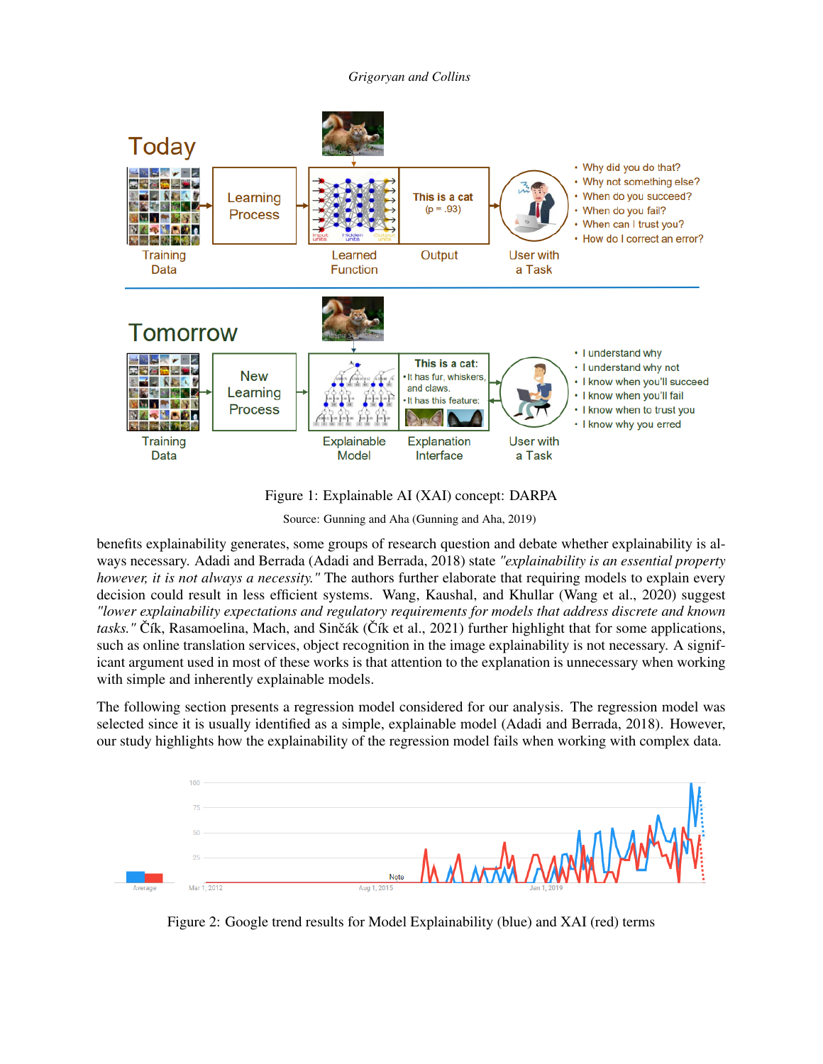Figure 1: Explainable AI (XAI) concept: DARPA

Source: Gunning and Aha (Gunning and Aha, 2019)

benefits explainability generates, some groups of research question and debate whether explainability is always necessary. Adadi and Berrada (Adadi and Berrada, 2018) state *"explainability is an essential property however, it is not always a necessity."* The authors further elaborate that requiring models to explain every decision could result in less efficient systems. Wang, Kaushal, and Khullar (Wang et al., 2020) suggest *"lower explainability expectations and regulatory requirements for models that address discrete and known tasks."* Čík, Rasamoelina, Mach, and Sinčák (Čík et al., 2021) further highlight that for some applications, such as online translation services, object recognition in the image explainability is not necessary. A significant argument used in most of these works is that attention to the explanation is unnecessary when working with simple and inherently explainable models.

The following section presents a regression model considered for our analysis. The regression model was selected since it is usually identified as a simple, explainable model (Adadi and Berrada, 2018). However, our study highlights how the explainability of the regression model fails when working with complex data.

Figure 2: Google trend results for Model Explainability (blue) and XAI (red) terms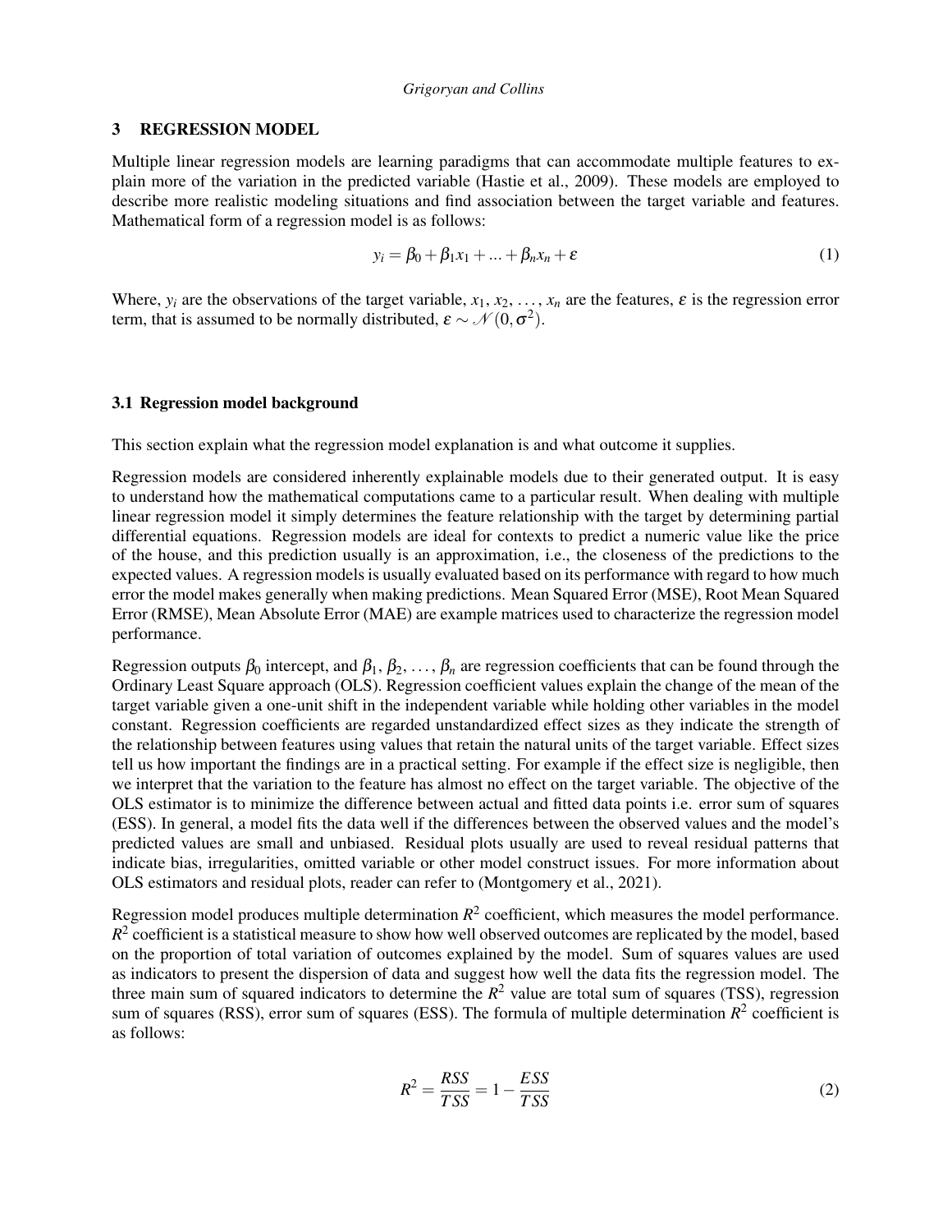## 3 REGRESSION MODEL

Multiple linear regression models are learning paradigms that can accommodate multiple features to explain more of the variation in the predicted variable (Hastie et al., 2009). These models are employed to describe more realistic modeling situations and find association between the target variable and features. Mathematical form of a regression model is as follows:

$$y_i = \beta_0 + \beta_1 x_1 + ... + \beta_n x_n + \varepsilon \tag{1}$$

Where, $y_i$ are the observations of the target variable, $x_1, x_2, \ldots, x_n$ are the features, $\varepsilon$ is the regression error term, that is assumed to be normally distributed, $\varepsilon \sim \mathcal{N}(0, \sigma^2)$.

### 3.1 Regression model background

This section explain what the regression model explanation is and what outcome it supplies.

Regression models are considered inherently explainable models due to their generated output. It is easy to understand how the mathematical computations came to a particular result. When dealing with multiple linear regression model it simply determines the feature relationship with the target by determining partial differential equations. Regression models are ideal for contexts to predict a numeric value like the price of the house, and this prediction usually is an approximation, i.e., the closeness of the predictions to the expected values. A regression models is usually evaluated based on its performance with regard to how much error the model makes generally when making predictions. Mean Squared Error (MSE), Root Mean Squared Error (RMSE), Mean Absolute Error (MAE) are example matrices used to characterize the regression model performance.

Regression outputs $\beta_0$ intercept, and $\beta_1, \beta_2, \ldots, \beta_n$ are regression coefficients that can be found through the Ordinary Least Square approach (OLS). Regression coefficient values explain the change of the mean of the target variable given a one-unit shift in the independent variable while holding other variables in the model constant. Regression coefficients are regarded unstandardized effect sizes as they indicate the strength of the relationship between features using values that retain the natural units of the target variable. Effect sizes tell us how important the findings are in a practical setting. For example if the effect size is negligible, then we interpret that the variation to the feature has almost no effect on the target variable. The objective of the OLS estimator is to minimize the difference between actual and fitted data points i.e. error sum of squares (ESS). In general, a model fits the data well if the differences between the observed values and the model's predicted values are small and unbiased. Residual plots usually are used to reveal residual patterns that indicate bias, irregularities, omitted variable or other model construct issues. For more information about OLS estimators and residual plots, reader can refer to (Montgomery et al., 2021).

Regression model produces multiple determination $R^2$ coefficient, which measures the model performance. $R^2$ coefficient is a statistical measure to show how well observed outcomes are replicated by the model, based on the proportion of total variation of outcomes explained by the model. Sum of squares values are used as indicators to present the dispersion of data and suggest how well the data fits the regression model. The three main sum of squared indicators to determine the $R^2$ value are total sum of squares (TSS), regression sum of squares (RSS), error sum of squares (ESS). The formula of multiple determination $R^2$ coefficient is as follows:

$$R^2 = \frac{RSS}{TSS} = 1 - \frac{ESS}{TSS} \tag{2}$$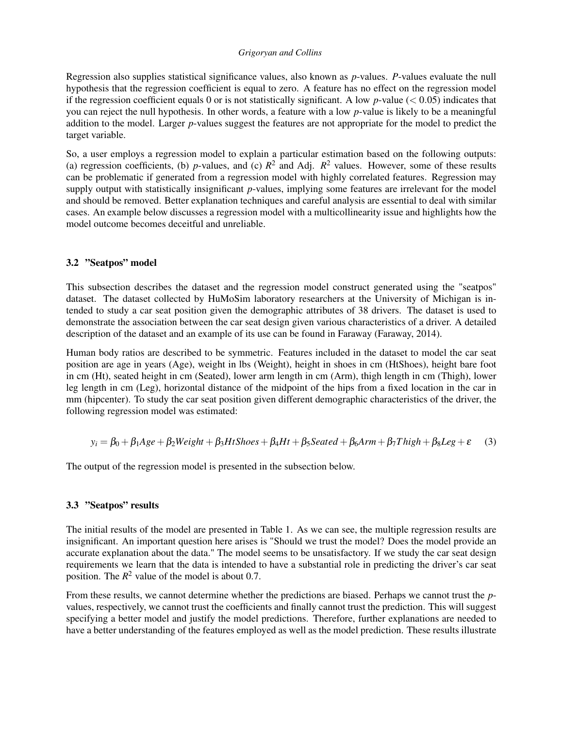Regression also supplies statistical significance values, also known as $p$-values. $P$-values evaluate the null hypothesis that the regression coefficient is equal to zero. A feature has no effect on the regression model if the regression coefficient equals 0 or is not statistically significant. A low $p$-value ($< 0.05$) indicates that you can reject the null hypothesis. In other words, a feature with a low $p$-value is likely to be a meaningful addition to the model. Larger $p$-values suggest the features are not appropriate for the model to predict the target variable.

So, a user employs a regression model to explain a particular estimation based on the following outputs: (a) regression coefficients, (b) $p$-values, and (c) $R^2$ and Adj. $R^2$ values. However, some of these results can be problematic if generated from a regression model with highly correlated features. Regression may supply output with statistically insignificant $p$-values, implying some features are irrelevant for the model and should be removed. Better explanation techniques and careful analysis are essential to deal with similar cases. An example below discusses a regression model with a multicollinearity issue and highlights how the model outcome becomes deceitful and unreliable.

### 3.2 "Seatpos" model

This subsection describes the dataset and the regression model construct generated using the "seatpos" dataset. The dataset collected by HuMoSim laboratory researchers at the University of Michigan is intended to study a car seat position given the demographic attributes of 38 drivers. The dataset is used to demonstrate the association between the car seat design given various characteristics of a driver. A detailed description of the dataset and an example of its use can be found in Faraway (Faraway, 2014).

Human body ratios are described to be symmetric. Features included in the dataset to model the car seat position are age in years (Age), weight in lbs (Weight), height in shoes in cm (HtShoes), height bare foot in cm (Ht), seated height in cm (Seated), lower arm length in cm (Arm), thigh length in cm (Thigh), lower leg length in cm (Leg), horizontal distance of the midpoint of the hips from a fixed location in the car in mm (hipcenter). To study the car seat position given different demographic characteristics of the driver, the following regression model was estimated:

$$y_i = \beta_0 + \beta_1 Age + \beta_2 Weight + \beta_3 HtShoes + \beta_4 Ht + \beta_5 Seated + \beta_6 Arm + \beta_7 Thigh + \beta_8 Leg + \varepsilon \quad (3)$$

The output of the regression model is presented in the subsection below.

### 3.3 "Seatpos" results

The initial results of the model are presented in Table 1. As we can see, the multiple regression results are insignificant. An important question here arises is "Should we trust the model? Does the model provide an accurate explanation about the data." The model seems to be unsatisfactory. If we study the car seat design requirements we learn that the data is intended to have a substantial role in predicting the driver's car seat position. The $R^2$ value of the model is about 0.7.

From these results, we cannot determine whether the predictions are biased. Perhaps we cannot trust the $p$-values, respectively, we cannot trust the coefficients and finally cannot trust the prediction. This will suggest specifying a better model and justify the model predictions. Therefore, further explanations are needed to have a better understanding of the features employed as well as the model prediction. These results illustrate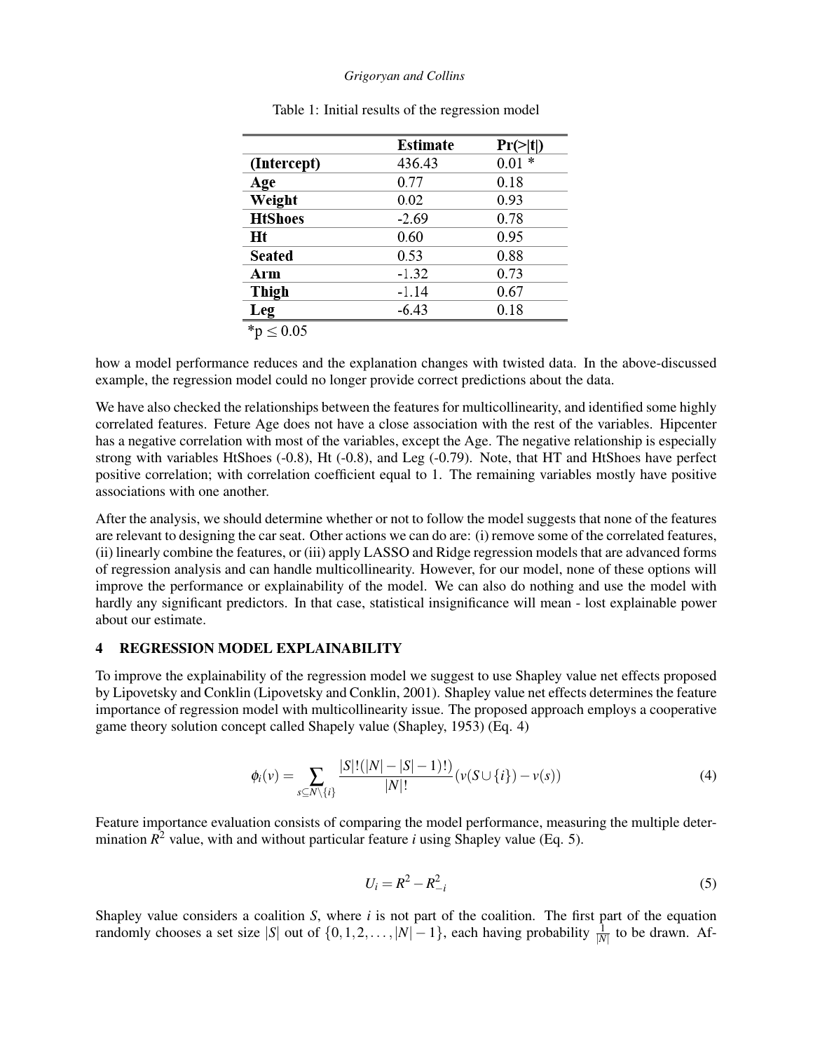Table 1: Initial results of the regression model

| | Estimate | Pr(>\|t\|) |
|---|---|---|
| **(Intercept)** | 436.43 | 0.01 * |
| **Age** | 0.77 | 0.18 |
| **Weight** | 0.02 | 0.93 |
| **HtShoes** | -2.69 | 0.78 |
| **Ht** | 0.60 | 0.95 |
| **Seated** | 0.53 | 0.88 |
| **Arm** | -1.32 | 0.73 |
| **Thigh** | -1.14 | 0.67 |
| **Leg** | -6.43 | 0.18 |

*p $\leq$ 0.05

how a model performance reduces and the explanation changes with twisted data. In the above-discussed example, the regression model could no longer provide correct predictions about the data.

We have also checked the relationships between the features for multicollinearity, and identified some highly correlated features. Feture Age does not have a close association with the rest of the variables. Hipcenter has a negative correlation with most of the variables, except the Age. The negative relationship is especially strong with variables HtShoes (-0.8), Ht (-0.8), and Leg (-0.79). Note, that HT and HtShoes have perfect positive correlation; with correlation coefficient equal to 1. The remaining variables mostly have positive associations with one another.

After the analysis, we should determine whether or not to follow the model suggests that none of the features are relevant to designing the car seat. Other actions we can do are: (i) remove some of the correlated features, (ii) linearly combine the features, or (iii) apply LASSO and Ridge regression models that are advanced forms of regression analysis and can handle multicollinearity. However, for our model, none of these options will improve the performance or explainability of the model. We can also do nothing and use the model with hardly any significant predictors. In that case, statistical insignificance will mean - lost explainable power about our estimate.

## 4 REGRESSION MODEL EXPLAINABILITY

To improve the explainability of the regression model we suggest to use Shapley value net effects proposed by Lipovetsky and Conklin (Lipovetsky and Conklin, 2001). Shapley value net effects determines the feature importance of regression model with multicollinearity issue. The proposed approach employs a cooperative game theory solution concept called Shapely value (Shapley, 1953) (Eq. 4)

$$\phi_i(v) = \sum_{s \subseteq N \setminus \{i\}} \frac{|S|!(|N| - |S| - 1)!)}{|N|!} (v(S \cup \{i\}) - v(s)) \tag{4}$$

Feature importance evaluation consists of comparing the model performance, measuring the multiple determination $R^2$ value, with and without particular feature $i$ using Shapley value (Eq. 5).

$$U_i = R^2 - R^2_{-i} \tag{5}$$

Shapley value considers a coalition $S$, where $i$ is not part of the coalition. The first part of the equation randomly chooses a set size $|S|$ out of $\{0, 1, 2, \ldots, |N| - 1\}$, each having probability $\frac{1}{|N|}$ to be drawn. Af-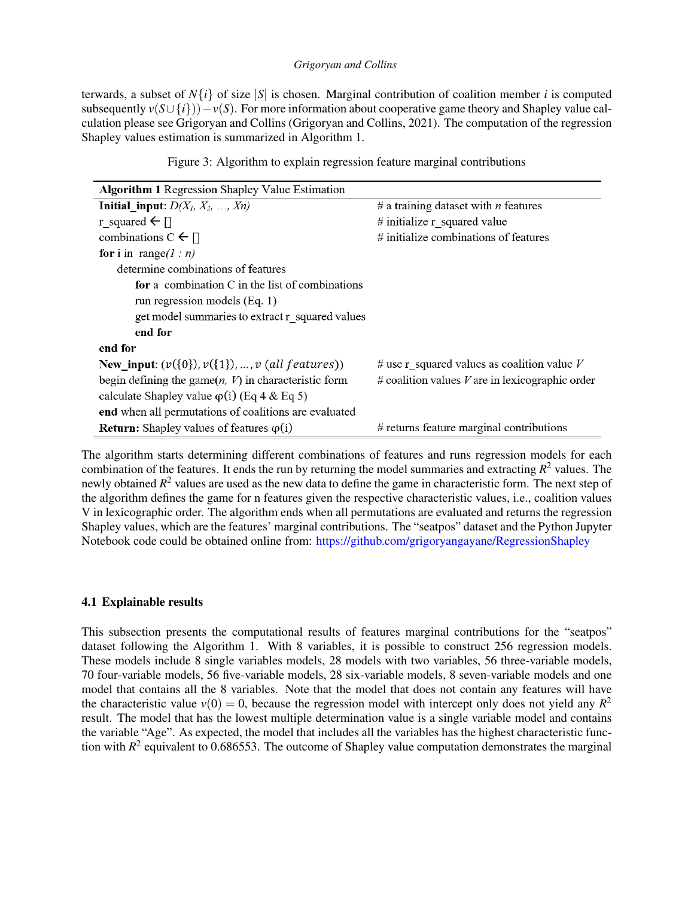terwards, a subset of $N\{i\}$ of size $|S|$ is chosen. Marginal contribution of coalition member $i$ is computed subsequently $v(S \cup \{i\})) - v(S)$. For more information about cooperative game theory and Shapley value calculation please see Grigoryan and Collins (Grigoryan and Collins, 2021). The computation of the regression Shapley values estimation is summarized in Algorithm 1.

Figure 3: Algorithm to explain regression feature marginal contributions

| **Algorithm 1** Regression Shapley Value Estimation | |
|---|---|
| **Initial_input**: $D(X_1, X_2, \ldots, Xn)$ | # a training dataset with $n$ features |
| r_squared ← [] | # initialize r_squared value |
| combinations C ← [] | # initialize combinations of features |
| **for** i in range$(1 : n)$ | |
| &nbsp;&nbsp;&nbsp;&nbsp;determine combinations of features | |
| &nbsp;&nbsp;&nbsp;&nbsp;&nbsp;&nbsp;&nbsp;&nbsp;**for** a combination C in the list of combinations | |
| &nbsp;&nbsp;&nbsp;&nbsp;&nbsp;&nbsp;&nbsp;&nbsp;run regression models (Eq. 1) | |
| &nbsp;&nbsp;&nbsp;&nbsp;&nbsp;&nbsp;&nbsp;&nbsp;get model summaries to extract r_squared values | |
| &nbsp;&nbsp;&nbsp;&nbsp;&nbsp;&nbsp;&nbsp;&nbsp;**end for** | |
| **end for** | |
| **New_input**: $(v(\{0\}), v(\{1\}), \ldots, v\ (all\ features))$ | # use r_squared values as coalition value $V$ |
| begin defining the game$(n,\ V)$ in characteristic form | # coalition values $V$ are in lexicographic order |
| calculate Shapley value $\varphi(i)$ (Eq 4 & Eq 5) | |
| **end** when all permutations of coalitions are evaluated | |
| **Return:** Shapley values of features $\varphi(i)$ | # returns feature marginal contributions |

The algorithm starts determining different combinations of features and runs regression models for each combination of the features. It ends the run by returning the model summaries and extracting $R^2$ values. The newly obtained $R^2$ values are used as the new data to define the game in characteristic form. The next step of the algorithm defines the game for n features given the respective characteristic values, i.e., coalition values V in lexicographic order. The algorithm ends when all permutations are evaluated and returns the regression Shapley values, which are the features' marginal contributions. The "seatpos" dataset and the Python Jupyter Notebook code could be obtained online from: https://github.com/grigoryangayane/RegressionShapley

### 4.1 Explainable results

This subsection presents the computational results of features marginal contributions for the "seatpos" dataset following the Algorithm 1. With 8 variables, it is possible to construct 256 regression models. These models include 8 single variables models, 28 models with two variables, 56 three-variable models, 70 four-variable models, 56 five-variable models, 28 six-variable models, 8 seven-variable models and one model that contains all the 8 variables. Note that the model that does not contain any features will have the characteristic value $v(0) = 0$, because the regression model with intercept only does not yield any $R^2$ result. The model that has the lowest multiple determination value is a single variable model and contains the variable "Age". As expected, the model that includes all the variables has the highest characteristic function with $R^2$ equivalent to 0.686553. The outcome of Shapley value computation demonstrates the marginal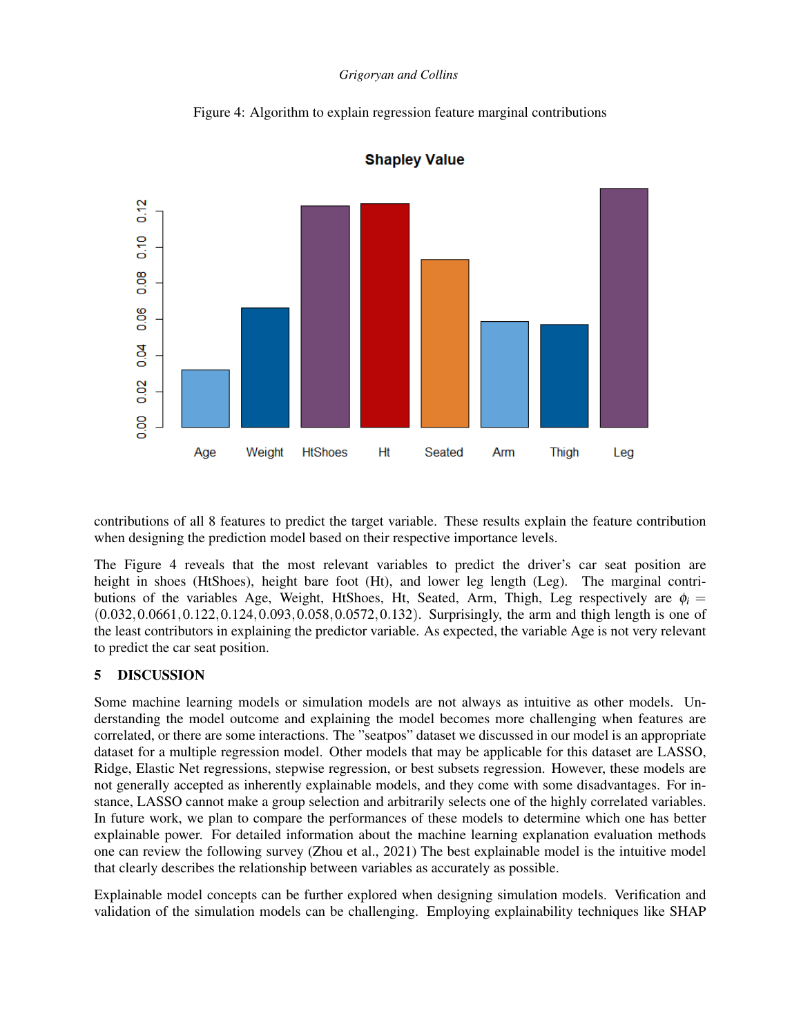Figure 4: Algorithm to explain regression feature marginal contributions

contributions of all 8 features to predict the target variable. These results explain the feature contribution when designing the prediction model based on their respective importance levels.

The Figure 4 reveals that the most relevant variables to predict the driver's car seat position are height in shoes (HtShoes), height bare foot (Ht), and lower leg length (Leg). The marginal contributions of the variables Age, Weight, HtShoes, Ht, Seated, Arm, Thigh, Leg respectively are $\phi_i = (0.032, 0.0661, 0.122, 0.124, 0.093, 0.058, 0.0572, 0.132)$. Surprisingly, the arm and thigh length is one of the least contributors in explaining the predictor variable. As expected, the variable Age is not very relevant to predict the car seat position.

## 5 DISCUSSION

Some machine learning models or simulation models are not always as intuitive as other models. Understanding the model outcome and explaining the model becomes more challenging when features are correlated, or there are some interactions. The "seatpos" dataset we discussed in our model is an appropriate dataset for a multiple regression model. Other models that may be applicable for this dataset are LASSO, Ridge, Elastic Net regressions, stepwise regression, or best subsets regression. However, these models are not generally accepted as inherently explainable models, and they come with some disadvantages. For instance, LASSO cannot make a group selection and arbitrarily selects one of the highly correlated variables. In future work, we plan to compare the performances of these models to determine which one has better explainable power. For detailed information about the machine learning explanation evaluation methods one can review the following survey (Zhou et al., 2021) The best explainable model is the intuitive model that clearly describes the relationship between variables as accurately as possible.

Explainable model concepts can be further explored when designing simulation models. Verification and validation of the simulation models can be challenging. Employing explainability techniques like SHAP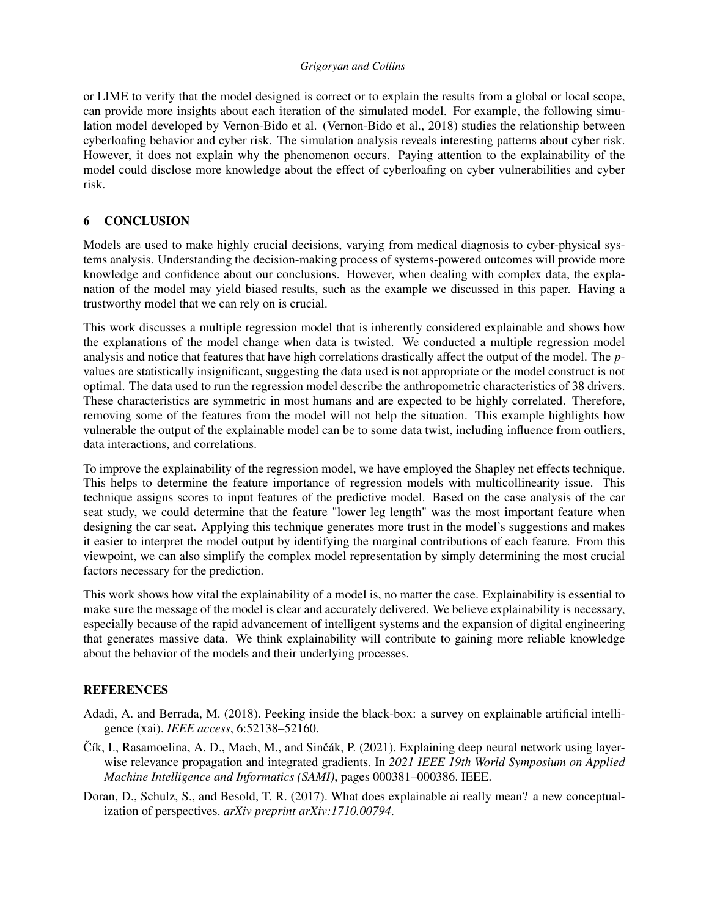or LIME to verify that the model designed is correct or to explain the results from a global or local scope, can provide more insights about each iteration of the simulated model. For example, the following simulation model developed by Vernon-Bido et al. (Vernon-Bido et al., 2018) studies the relationship between cyberloafing behavior and cyber risk. The simulation analysis reveals interesting patterns about cyber risk. However, it does not explain why the phenomenon occurs. Paying attention to the explainability of the model could disclose more knowledge about the effect of cyberloafing on cyber vulnerabilities and cyber risk.

## 6 CONCLUSION

Models are used to make highly crucial decisions, varying from medical diagnosis to cyber-physical systems analysis. Understanding the decision-making process of systems-powered outcomes will provide more knowledge and confidence about our conclusions. However, when dealing with complex data, the explanation of the model may yield biased results, such as the example we discussed in this paper. Having a trustworthy model that we can rely on is crucial.

This work discusses a multiple regression model that is inherently considered explainable and shows how the explanations of the model change when data is twisted. We conducted a multiple regression model analysis and notice that features that have high correlations drastically affect the output of the model. The *p*-values are statistically insignificant, suggesting the data used is not appropriate or the model construct is not optimal. The data used to run the regression model describe the anthropometric characteristics of 38 drivers. These characteristics are symmetric in most humans and are expected to be highly correlated. Therefore, removing some of the features from the model will not help the situation. This example highlights how vulnerable the output of the explainable model can be to some data twist, including influence from outliers, data interactions, and correlations.

To improve the explainability of the regression model, we have employed the Shapley net effects technique. This helps to determine the feature importance of regression models with multicollinearity issue. This technique assigns scores to input features of the predictive model. Based on the case analysis of the car seat study, we could determine that the feature "lower leg length" was the most important feature when designing the car seat. Applying this technique generates more trust in the model's suggestions and makes it easier to interpret the model output by identifying the marginal contributions of each feature. From this viewpoint, we can also simplify the complex model representation by simply determining the most crucial factors necessary for the prediction.

This work shows how vital the explainability of a model is, no matter the case. Explainability is essential to make sure the message of the model is clear and accurately delivered. We believe explainability is necessary, especially because of the rapid advancement of intelligent systems and the expansion of digital engineering that generates massive data. We think explainability will contribute to gaining more reliable knowledge about the behavior of the models and their underlying processes.

## REFERENCES

Adadi, A. and Berrada, M. (2018). Peeking inside the black-box: a survey on explainable artificial intelligence (xai). *IEEE access*, 6:52138–52160.

Čík, I., Rasamoelina, A. D., Mach, M., and Sinčák, P. (2021). Explaining deep neural network using layer-wise relevance propagation and integrated gradients. In *2021 IEEE 19th World Symposium on Applied Machine Intelligence and Informatics (SAMI)*, pages 000381–000386. IEEE.

Doran, D., Schulz, S., and Besold, T. R. (2017). What does explainable ai really mean? a new conceptualization of perspectives. *arXiv preprint arXiv:1710.00794*.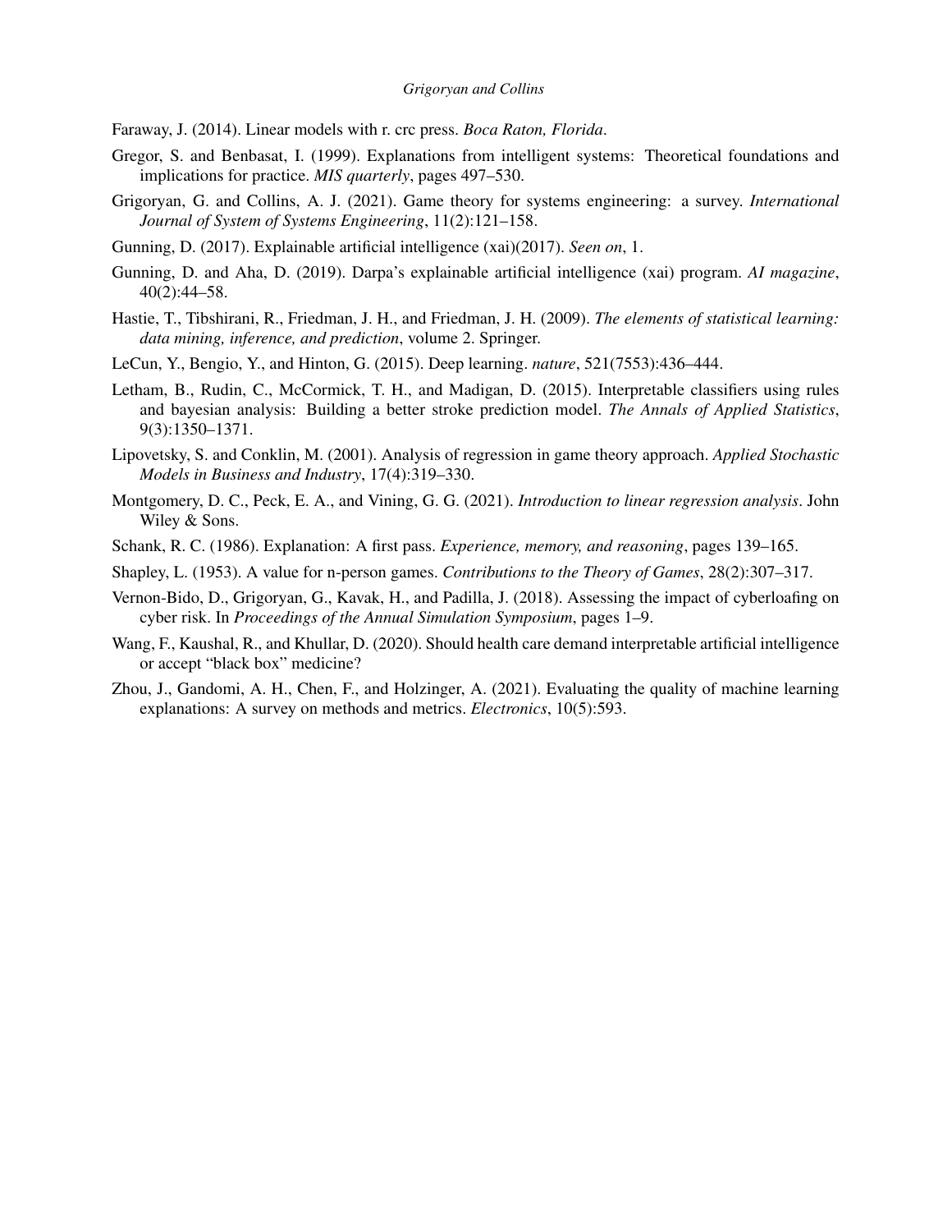Faraway, J. (2014). Linear models with r. crc press. *Boca Raton, Florida*.

Gregor, S. and Benbasat, I. (1999). Explanations from intelligent systems: Theoretical foundations and implications for practice. *MIS quarterly*, pages 497–530.

Grigoryan, G. and Collins, A. J. (2021). Game theory for systems engineering: a survey. *International Journal of System of Systems Engineering*, 11(2):121–158.

Gunning, D. (2017). Explainable artificial intelligence (xai)(2017). *Seen on*, 1.

Gunning, D. and Aha, D. (2019). Darpa's explainable artificial intelligence (xai) program. *AI magazine*, 40(2):44–58.

Hastie, T., Tibshirani, R., Friedman, J. H., and Friedman, J. H. (2009). *The elements of statistical learning: data mining, inference, and prediction*, volume 2. Springer.

LeCun, Y., Bengio, Y., and Hinton, G. (2015). Deep learning. *nature*, 521(7553):436–444.

Letham, B., Rudin, C., McCormick, T. H., and Madigan, D. (2015). Interpretable classifiers using rules and bayesian analysis: Building a better stroke prediction model. *The Annals of Applied Statistics*, 9(3):1350–1371.

Lipovetsky, S. and Conklin, M. (2001). Analysis of regression in game theory approach. *Applied Stochastic Models in Business and Industry*, 17(4):319–330.

Montgomery, D. C., Peck, E. A., and Vining, G. G. (2021). *Introduction to linear regression analysis*. John Wiley & Sons.

Schank, R. C. (1986). Explanation: A first pass. *Experience, memory, and reasoning*, pages 139–165.

Shapley, L. (1953). A value for n-person games. *Contributions to the Theory of Games*, 28(2):307–317.

Vernon-Bido, D., Grigoryan, G., Kavak, H., and Padilla, J. (2018). Assessing the impact of cyberloafing on cyber risk. In *Proceedings of the Annual Simulation Symposium*, pages 1–9.

Wang, F., Kaushal, R., and Khullar, D. (2020). Should health care demand interpretable artificial intelligence or accept "black box" medicine?

Zhou, J., Gandomi, A. H., Chen, F., and Holzinger, A. (2021). Evaluating the quality of machine learning explanations: A survey on methods and metrics. *Electronics*, 10(5):593.